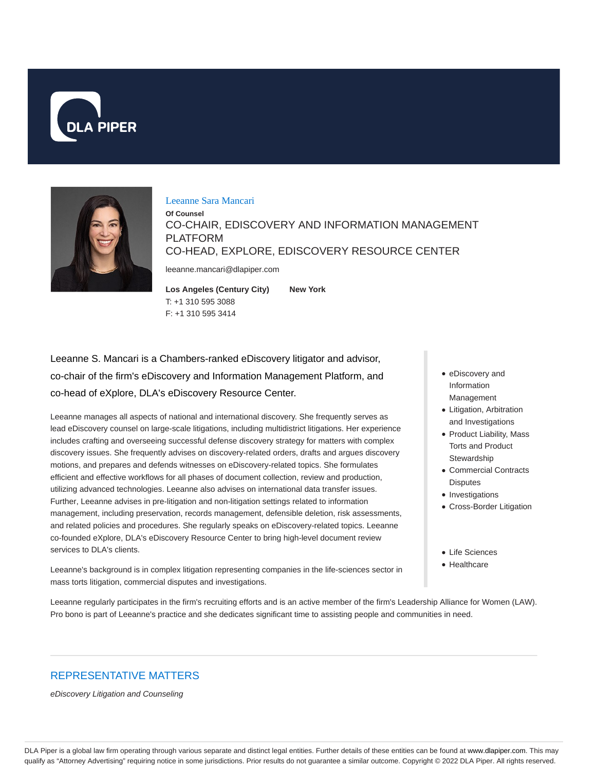Leeanne Sara Mancari

**Of Counsel**

CO-CHAIR, EDISCOVERY AND INFORMATION MANAGEMENT PLATFORM

CO-HEAD, EXPLORE, EDISCOVERY RESOURCE CENTER

leeanne.mancari@dlapiper.com

**Los Angeles (Century City)**

T: +1 310 595 3088

F: +1 310 595 3414

**New York**

Leeanne S. Mancari is a Chambers-ranked eDiscovery litigator and advisor, co-chair of the firm's eDiscovery and Information Management Platform, and co-head of eXplore, DLA's eDiscovery Resource Center.

Leeanne manages all aspects of national and international discovery. She frequently serves as lead eDiscovery counsel on large-scale litigations, including multidistrict litigations. Her experience includes crafting and overseeing successful defense discovery strategy for matters with complex discovery issues. She frequently advises on discovery-related orders, drafts and argues discovery motions, and prepares and defends witnesses on eDiscovery-related topics. She formulates efficient and effective workflows for all phases of document collection, review and production, utilizing advanced technologies. Leeanne also advises on international data transfer issues. Further, Leeanne advises in pre-litigation and non-litigation settings related to information management, including preservation, records management, defensible deletion, risk assessments, and related policies and procedures. She regularly speaks on eDiscovery-related topics. Leeanne co-founded eXplore, DLA's eDiscovery Resource Center to bring high-level document review services to DLA's clients.

Leeanne's background is in complex litigation representing companies in the life-sciences sector in mass torts litigation, commercial disputes and investigations.

- eDiscovery and Information Management
- Litigation, Arbitration and Investigations
- Product Liability, Mass Torts and Product Stewardship
- Commercial Contracts Disputes
- Investigations
- Cross-Border Litigation

- Life Sciences
- Healthcare

Leeanne regularly participates in the firm's recruiting efforts and is an active member of the firm's Leadership Alliance for Women (LAW). Pro bono is part of Leeanne's practice and she dedicates significant time to assisting people and communities in need.

## REPRESENTATIVE MATTERS

*eDiscovery Litigation and Counseling*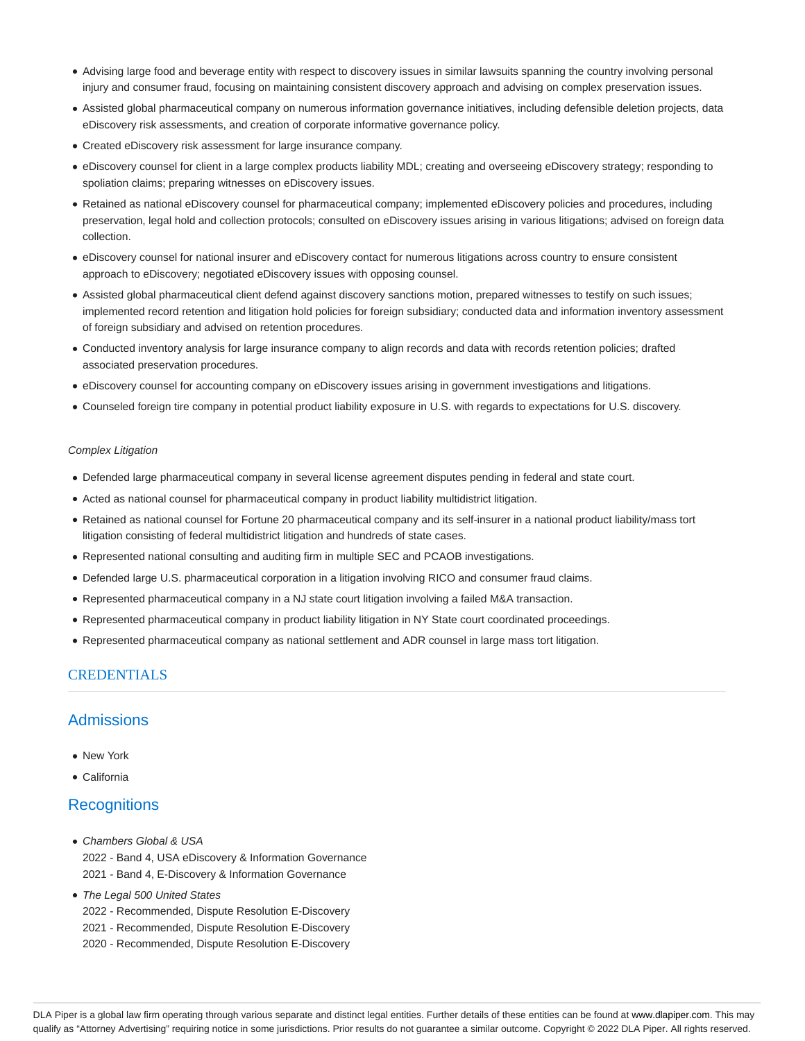- Advising large food and beverage entity with respect to discovery issues in similar lawsuits spanning the country involving personal injury and consumer fraud, focusing on maintaining consistent discovery approach and advising on complex preservation issues.
- Assisted global pharmaceutical company on numerous information governance initiatives, including defensible deletion projects, data eDiscovery risk assessments, and creation of corporate informative governance policy.
- Created eDiscovery risk assessment for large insurance company.
- eDiscovery counsel for client in a large complex products liability MDL; creating and overseeing eDiscovery strategy; responding to spoliation claims; preparing witnesses on eDiscovery issues.
- Retained as national eDiscovery counsel for pharmaceutical company; implemented eDiscovery policies and procedures, including preservation, legal hold and collection protocols; consulted on eDiscovery issues arising in various litigations; advised on foreign data collection.
- eDiscovery counsel for national insurer and eDiscovery contact for numerous litigations across country to ensure consistent approach to eDiscovery; negotiated eDiscovery issues with opposing counsel.
- Assisted global pharmaceutical client defend against discovery sanctions motion, prepared witnesses to testify on such issues; implemented record retention and litigation hold policies for foreign subsidiary; conducted data and information inventory assessment of foreign subsidiary and advised on retention procedures.
- Conducted inventory analysis for large insurance company to align records and data with records retention policies; drafted associated preservation procedures.
- eDiscovery counsel for accounting company on eDiscovery issues arising in government investigations and litigations.
- Counseled foreign tire company in potential product liability exposure in U.S. with regards to expectations for U.S. discovery.

*Complex Litigation*

- Defended large pharmaceutical company in several license agreement disputes pending in federal and state court.
- Acted as national counsel for pharmaceutical company in product liability multidistrict litigation.
- Retained as national counsel for Fortune 20 pharmaceutical company and its self-insurer in a national product liability/mass tort litigation consisting of federal multidistrict litigation and hundreds of state cases.
- Represented national consulting and auditing firm in multiple SEC and PCAOB investigations.
- Defended large U.S. pharmaceutical corporation in a litigation involving RICO and consumer fraud claims.
- Represented pharmaceutical company in a NJ state court litigation involving a failed M&A transaction.
- Represented pharmaceutical company in product liability litigation in NY State court coordinated proceedings.
- Represented pharmaceutical company as national settlement and ADR counsel in large mass tort litigation.

## CREDENTIALS

### Admissions

- New York
- California

### Recognitions

- *Chambers Global & USA*
  2022 - Band 4, USA eDiscovery & Information Governance
  2021 - Band 4, E-Discovery & Information Governance
- *The Legal 500 United States*
  2022 - Recommended, Dispute Resolution E-Discovery
  2021 - Recommended, Dispute Resolution E-Discovery
  2020 - Recommended, Dispute Resolution E-Discovery

DLA Piper is a global law firm operating through various separate and distinct legal entities. Further details of these entities can be found at www.dlapiper.com. This may qualify as "Attorney Advertising" requiring notice in some jurisdictions. Prior results do not guarantee a similar outcome. Copyright © 2022 DLA Piper. All rights reserved.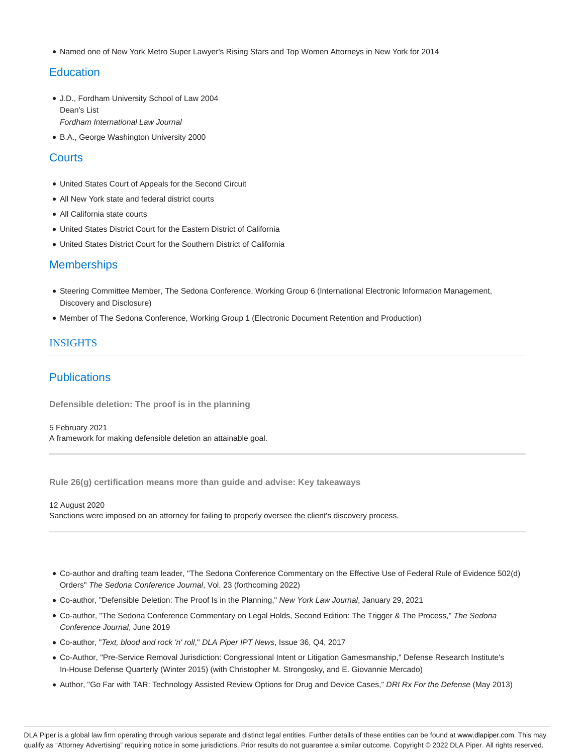- Named one of New York Metro Super Lawyer's Rising Stars and Top Women Attorneys in New York for 2014

## Education

- J.D., Fordham University School of Law 2004
  Dean's List
  *Fordham International Law Journal*
- B.A., George Washington University 2000

## Courts

- United States Court of Appeals for the Second Circuit
- All New York state and federal district courts
- All California state courts
- United States District Court for the Eastern District of California
- United States District Court for the Southern District of California

## Memberships

- Steering Committee Member, The Sedona Conference, Working Group 6 (International Electronic Information Management, Discovery and Disclosure)
- Member of The Sedona Conference, Working Group 1 (Electronic Document Retention and Production)

## INSIGHTS

## Publications

**Defensible deletion: The proof is in the planning**

5 February 2021
A framework for making defensible deletion an attainable goal.

---

**Rule 26(g) certification means more than guide and advise: Key takeaways**

12 August 2020
Sanctions were imposed on an attorney for failing to properly oversee the client's discovery process.

---

- Co-author and drafting team leader, "The Sedona Conference Commentary on the Effective Use of Federal Rule of Evidence 502(d) Orders" *The Sedona Conference Journal*, Vol. 23 (forthcoming 2022)
- Co-author, "Defensible Deletion: The Proof Is in the Planning," *New York Law Journal*, January 29, 2021
- Co-author, "The Sedona Conference Commentary on Legal Holds, Second Edition: The Trigger & The Process," *The Sedona Conference Journal*, June 2019
- Co-author, "*Text, blood and rock 'n' roll*," *DLA Piper IPT News*, Issue 36, Q4, 2017
- Co-Author, "Pre-Service Removal Jurisdiction: Congressional Intent or Litigation Gamesmanship," Defense Research Institute's In-House Defense Quarterly (Winter 2015) (with Christopher M. Strongosky, and E. Giovannie Mercado)
- Author, "Go Far with TAR: Technology Assisted Review Options for Drug and Device Cases," *DRI Rx For the Defense* (May 2013)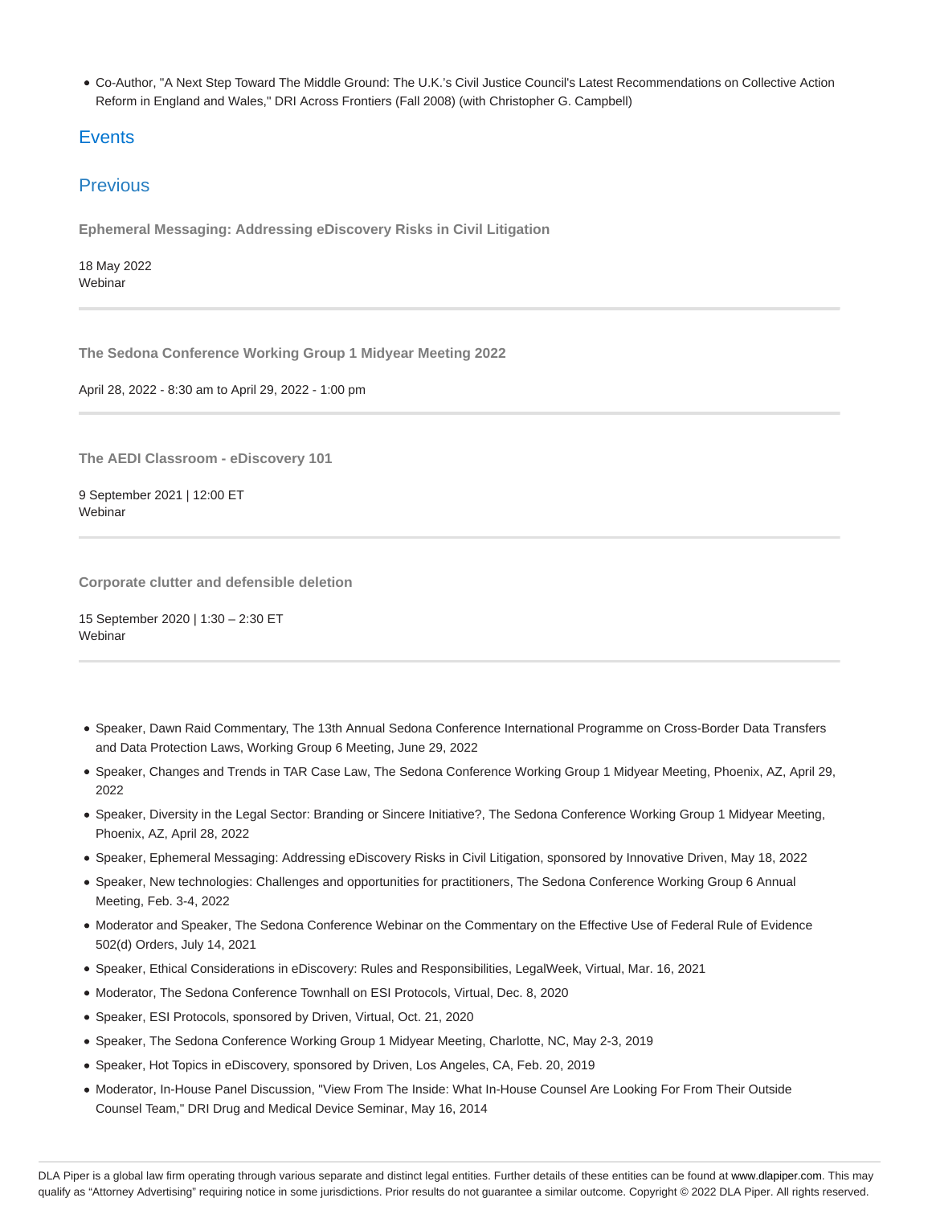- Co-Author, "A Next Step Toward The Middle Ground: The U.K.'s Civil Justice Council's Latest Recommendations on Collective Action Reform in England and Wales," DRI Across Frontiers (Fall 2008) (with Christopher G. Campbell)

## Events

## Previous

**Ephemeral Messaging: Addressing eDiscovery Risks in Civil Litigation**

18 May 2022
Webinar

---

**The Sedona Conference Working Group 1 Midyear Meeting 2022**

April 28, 2022 - 8:30 am to April 29, 2022 - 1:00 pm

---

**The AEDI Classroom - eDiscovery 101**

9 September 2021 | 12:00 ET
Webinar

---

**Corporate clutter and defensible deletion**

15 September 2020 | 1:30 – 2:30 ET
Webinar

---

- Speaker, Dawn Raid Commentary, The 13th Annual Sedona Conference International Programme on Cross-Border Data Transfers and Data Protection Laws, Working Group 6 Meeting, June 29, 2022
- Speaker, Changes and Trends in TAR Case Law, The Sedona Conference Working Group 1 Midyear Meeting, Phoenix, AZ, April 29, 2022
- Speaker, Diversity in the Legal Sector: Branding or Sincere Initiative?, The Sedona Conference Working Group 1 Midyear Meeting, Phoenix, AZ, April 28, 2022
- Speaker, Ephemeral Messaging: Addressing eDiscovery Risks in Civil Litigation, sponsored by Innovative Driven, May 18, 2022
- Speaker, New technologies: Challenges and opportunities for practitioners, The Sedona Conference Working Group 6 Annual Meeting, Feb. 3-4, 2022
- Moderator and Speaker, The Sedona Conference Webinar on the Commentary on the Effective Use of Federal Rule of Evidence 502(d) Orders, July 14, 2021
- Speaker, Ethical Considerations in eDiscovery: Rules and Responsibilities, LegalWeek, Virtual, Mar. 16, 2021
- Moderator, The Sedona Conference Townhall on ESI Protocols, Virtual, Dec. 8, 2020
- Speaker, ESI Protocols, sponsored by Driven, Virtual, Oct. 21, 2020
- Speaker, The Sedona Conference Working Group 1 Midyear Meeting, Charlotte, NC, May 2-3, 2019
- Speaker, Hot Topics in eDiscovery, sponsored by Driven, Los Angeles, CA, Feb. 20, 2019
- Moderator, In-House Panel Discussion, "View From The Inside: What In-House Counsel Are Looking For From Their Outside Counsel Team," DRI Drug and Medical Device Seminar, May 16, 2014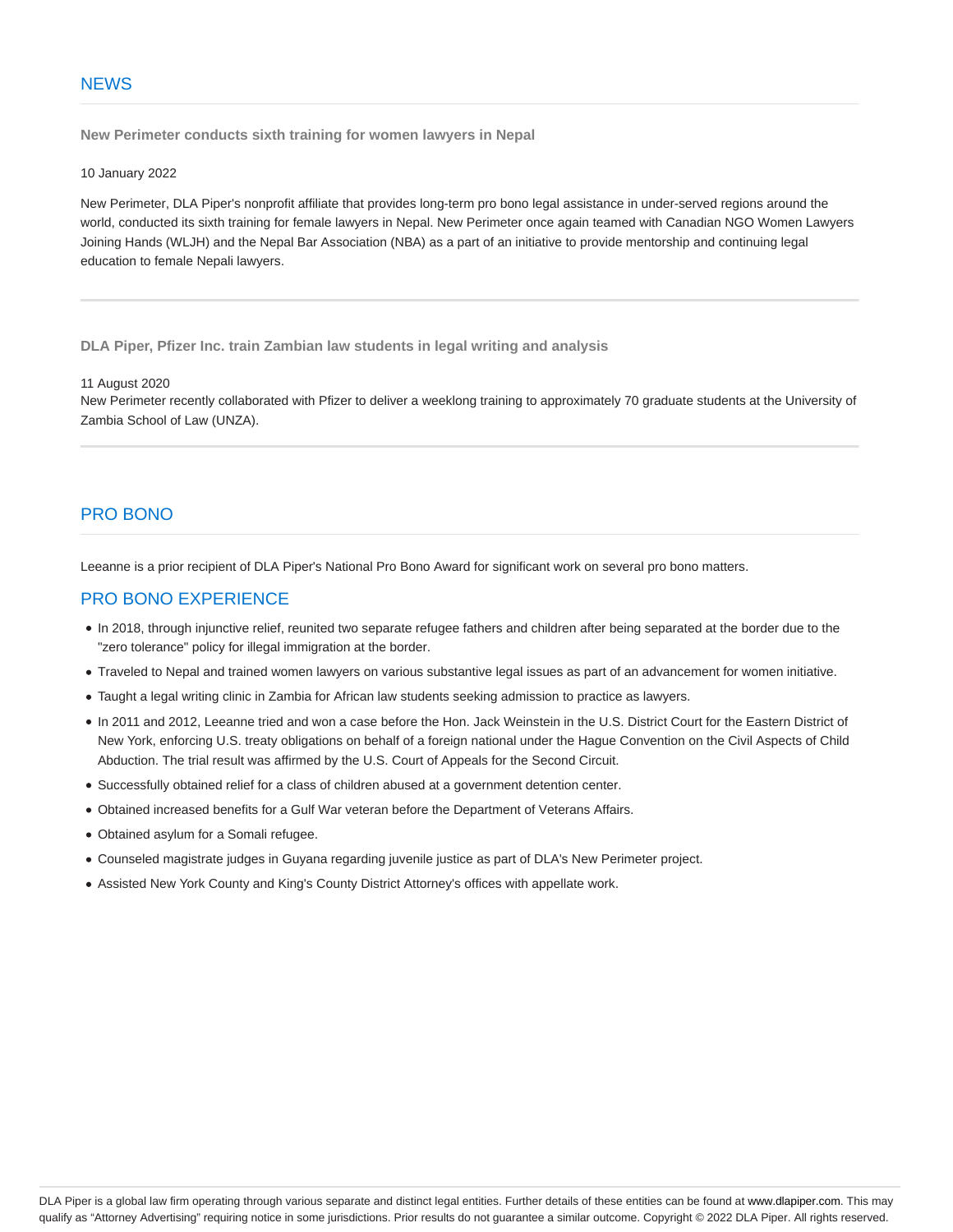## NEWS

**New Perimeter conducts sixth training for women lawyers in Nepal**

10 January 2022

New Perimeter, DLA Piper's nonprofit affiliate that provides long-term pro bono legal assistance in under-served regions around the world, conducted its sixth training for female lawyers in Nepal. New Perimeter once again teamed with Canadian NGO Women Lawyers Joining Hands (WLJH) and the Nepal Bar Association (NBA) as a part of an initiative to provide mentorship and continuing legal education to female Nepali lawyers.

**DLA Piper, Pfizer Inc. train Zambian law students in legal writing and analysis**

11 August 2020

New Perimeter recently collaborated with Pfizer to deliver a weeklong training to approximately 70 graduate students at the University of Zambia School of Law (UNZA).

## PRO BONO

Leeanne is a prior recipient of DLA Piper's National Pro Bono Award for significant work on several pro bono matters.

## PRO BONO EXPERIENCE

- In 2018, through injunctive relief, reunited two separate refugee fathers and children after being separated at the border due to the "zero tolerance" policy for illegal immigration at the border.
- Traveled to Nepal and trained women lawyers on various substantive legal issues as part of an advancement for women initiative.
- Taught a legal writing clinic in Zambia for African law students seeking admission to practice as lawyers.
- In 2011 and 2012, Leeanne tried and won a case before the Hon. Jack Weinstein in the U.S. District Court for the Eastern District of New York, enforcing U.S. treaty obligations on behalf of a foreign national under the Hague Convention on the Civil Aspects of Child Abduction. The trial result was affirmed by the U.S. Court of Appeals for the Second Circuit.
- Successfully obtained relief for a class of children abused at a government detention center.
- Obtained increased benefits for a Gulf War veteran before the Department of Veterans Affairs.
- Obtained asylum for a Somali refugee.
- Counseled magistrate judges in Guyana regarding juvenile justice as part of DLA's New Perimeter project.
- Assisted New York County and King's County District Attorney's offices with appellate work.

DLA Piper is a global law firm operating through various separate and distinct legal entities. Further details of these entities can be found at www.dlapiper.com. This may qualify as "Attorney Advertising" requiring notice in some jurisdictions. Prior results do not guarantee a similar outcome. Copyright © 2022 DLA Piper. All rights reserved.